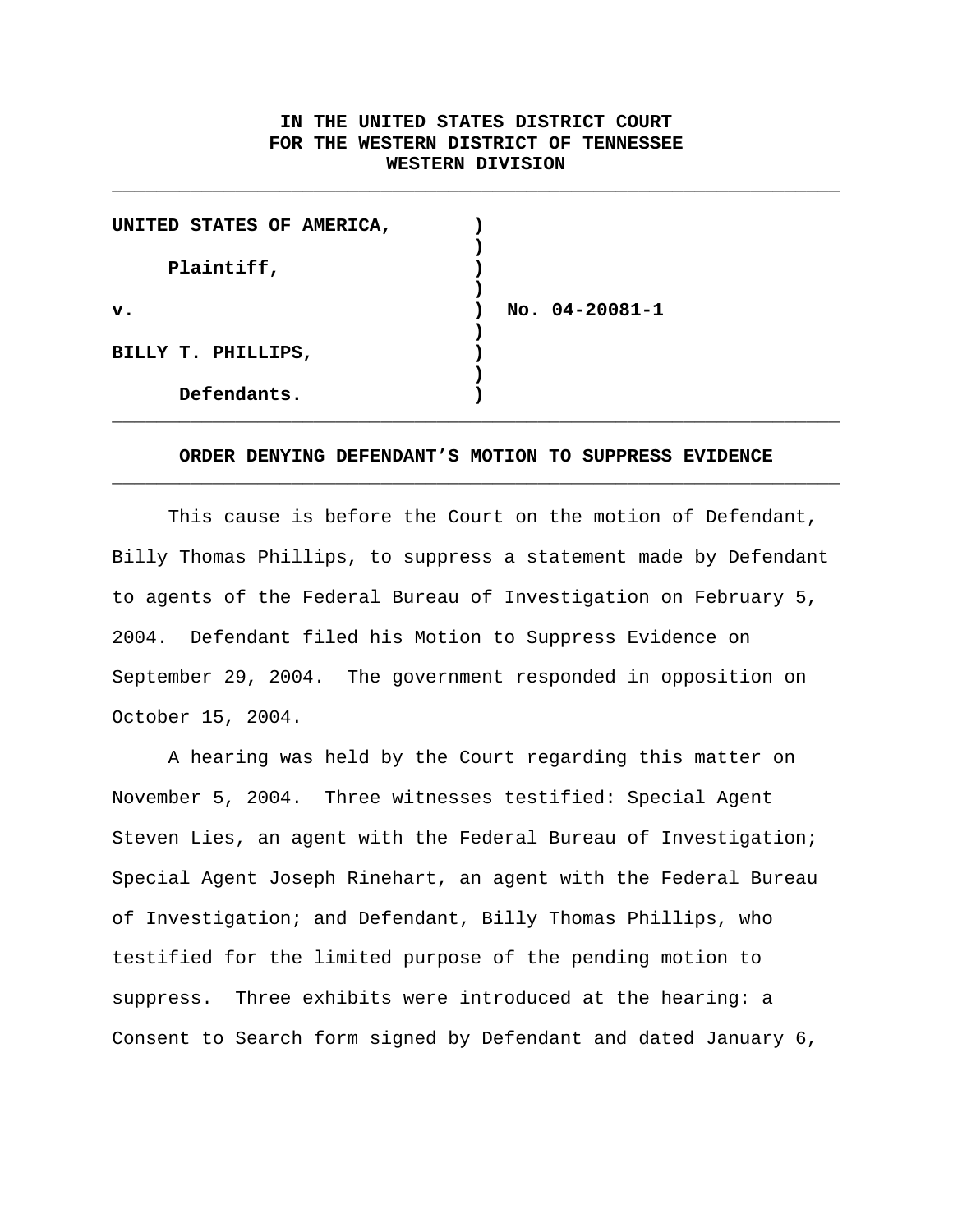**IN THE UNITED STATES DISTRICT COURT**
**FOR THE WESTERN DISTRICT OF TENNESSEE**
**WESTERN DIVISION**

---

| | | |
|---|---|---|
| **UNITED STATES OF AMERICA,** | ) | |
| | ) | |
| **Plaintiff,** | ) | |
| | ) | |
| **v.** | ) | **No. 04-20081-1** |
| | ) | |
| **BILLY T. PHILLIPS,** | ) | |
| | ) | |
| **Defendants.** | ) | |

---

**ORDER DENYING DEFENDANT'S MOTION TO SUPPRESS EVIDENCE**

---

This cause is before the Court on the motion of Defendant, Billy Thomas Phillips, to suppress a statement made by Defendant to agents of the Federal Bureau of Investigation on February 5, 2004. Defendant filed his Motion to Suppress Evidence on September 29, 2004. The government responded in opposition on October 15, 2004.

A hearing was held by the Court regarding this matter on November 5, 2004. Three witnesses testified: Special Agent Steven Lies, an agent with the Federal Bureau of Investigation; Special Agent Joseph Rinehart, an agent with the Federal Bureau of Investigation; and Defendant, Billy Thomas Phillips, who testified for the limited purpose of the pending motion to suppress. Three exhibits were introduced at the hearing: a Consent to Search form signed by Defendant and dated January 6,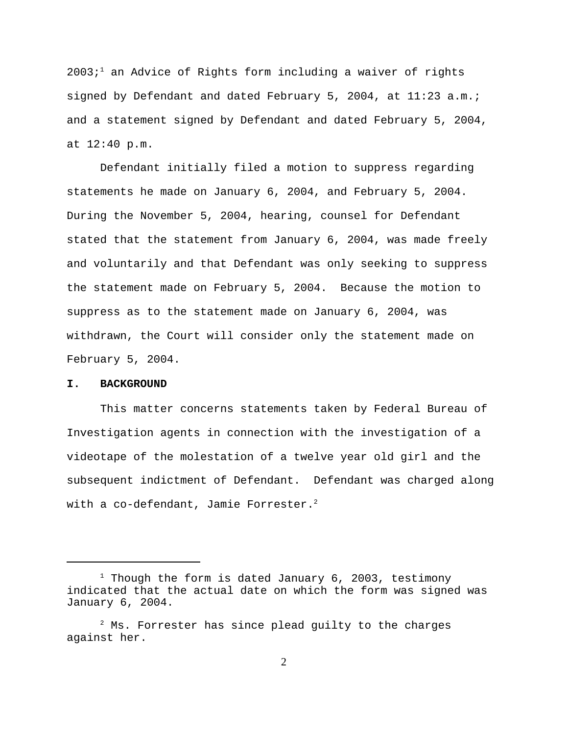2003;[1] an Advice of Rights form including a waiver of rights signed by Defendant and dated February 5, 2004, at 11:23 a.m.; and a statement signed by Defendant and dated February 5, 2004, at 12:40 p.m.

Defendant initially filed a motion to suppress regarding statements he made on January 6, 2004, and February 5, 2004. During the November 5, 2004, hearing, counsel for Defendant stated that the statement from January 6, 2004, was made freely and voluntarily and that Defendant was only seeking to suppress the statement made on February 5, 2004. Because the motion to suppress as to the statement made on January 6, 2004, was withdrawn, the Court will consider only the statement made on February 5, 2004.

## I. BACKGROUND

This matter concerns statements taken by Federal Bureau of Investigation agents in connection with the investigation of a videotape of the molestation of a twelve year old girl and the subsequent indictment of Defendant. Defendant was charged along with a co-defendant, Jamie Forrester.[2]

---

[1] Though the form is dated January 6, 2003, testimony indicated that the actual date on which the form was signed was January 6, 2004.

[2] Ms. Forrester has since plead guilty to the charges against her.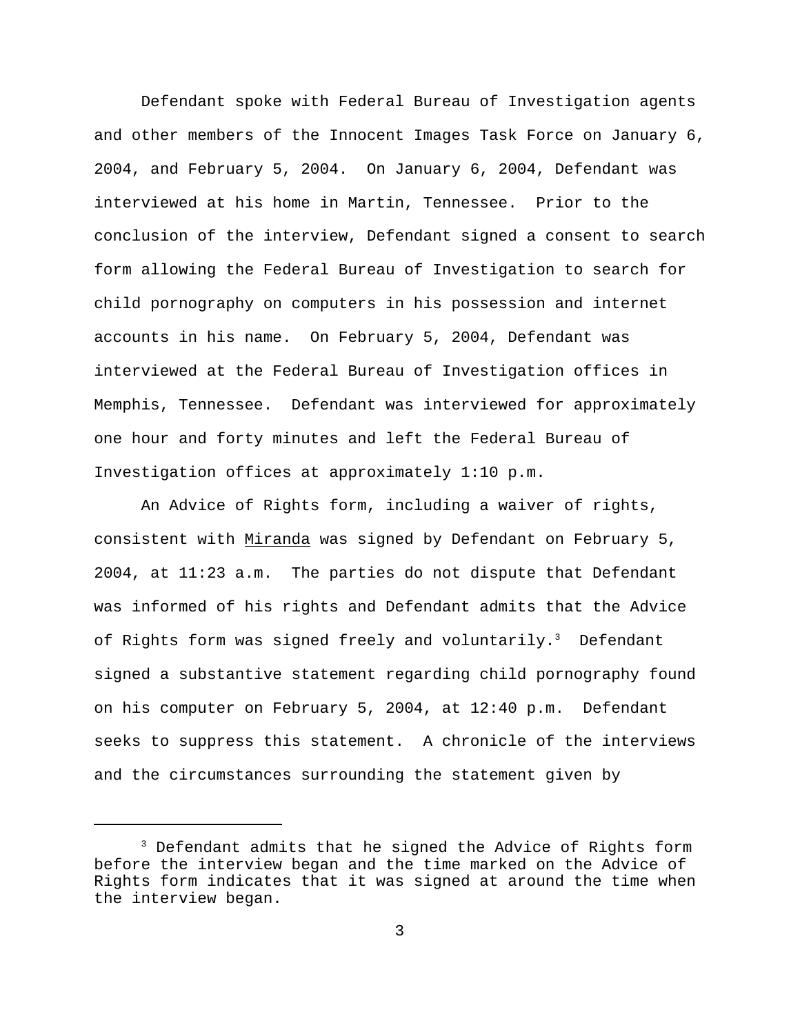Defendant spoke with Federal Bureau of Investigation agents and other members of the Innocent Images Task Force on January 6, 2004, and February 5, 2004. On January 6, 2004, Defendant was interviewed at his home in Martin, Tennessee. Prior to the conclusion of the interview, Defendant signed a consent to search form allowing the Federal Bureau of Investigation to search for child pornography on computers in his possession and internet accounts in his name. On February 5, 2004, Defendant was interviewed at the Federal Bureau of Investigation offices in Memphis, Tennessee. Defendant was interviewed for approximately one hour and forty minutes and left the Federal Bureau of Investigation offices at approximately 1:10 p.m.

An Advice of Rights form, including a waiver of rights, consistent with Miranda was signed by Defendant on February 5, 2004, at 11:23 a.m. The parties do not dispute that Defendant was informed of his rights and Defendant admits that the Advice of Rights form was signed freely and voluntarily.[3] Defendant signed a substantive statement regarding child pornography found on his computer on February 5, 2004, at 12:40 p.m. Defendant seeks to suppress this statement. A chronicle of the interviews and the circumstances surrounding the statement given by

---

[3] Defendant admits that he signed the Advice of Rights form before the interview began and the time marked on the Advice of Rights form indicates that it was signed at around the time when the interview began.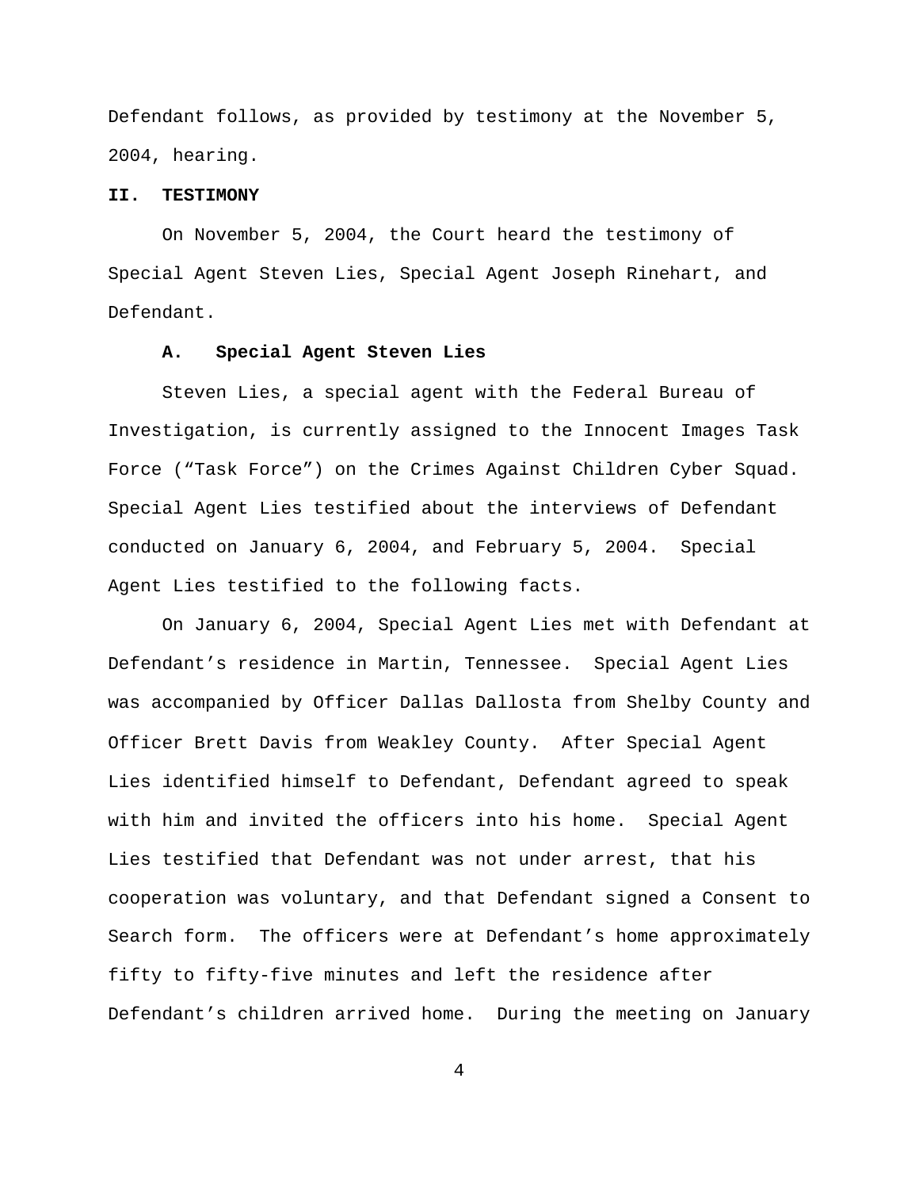Defendant follows, as provided by testimony at the November 5, 2004, hearing.

## II. TESTIMONY

On November 5, 2004, the Court heard the testimony of Special Agent Steven Lies, Special Agent Joseph Rinehart, and Defendant.

### A. Special Agent Steven Lies

Steven Lies, a special agent with the Federal Bureau of Investigation, is currently assigned to the Innocent Images Task Force ("Task Force") on the Crimes Against Children Cyber Squad. Special Agent Lies testified about the interviews of Defendant conducted on January 6, 2004, and February 5, 2004. Special Agent Lies testified to the following facts.

On January 6, 2004, Special Agent Lies met with Defendant at Defendant's residence in Martin, Tennessee. Special Agent Lies was accompanied by Officer Dallas Dallosta from Shelby County and Officer Brett Davis from Weakley County. After Special Agent Lies identified himself to Defendant, Defendant agreed to speak with him and invited the officers into his home. Special Agent Lies testified that Defendant was not under arrest, that his cooperation was voluntary, and that Defendant signed a Consent to Search form. The officers were at Defendant's home approximately fifty to fifty-five minutes and left the residence after Defendant's children arrived home. During the meeting on January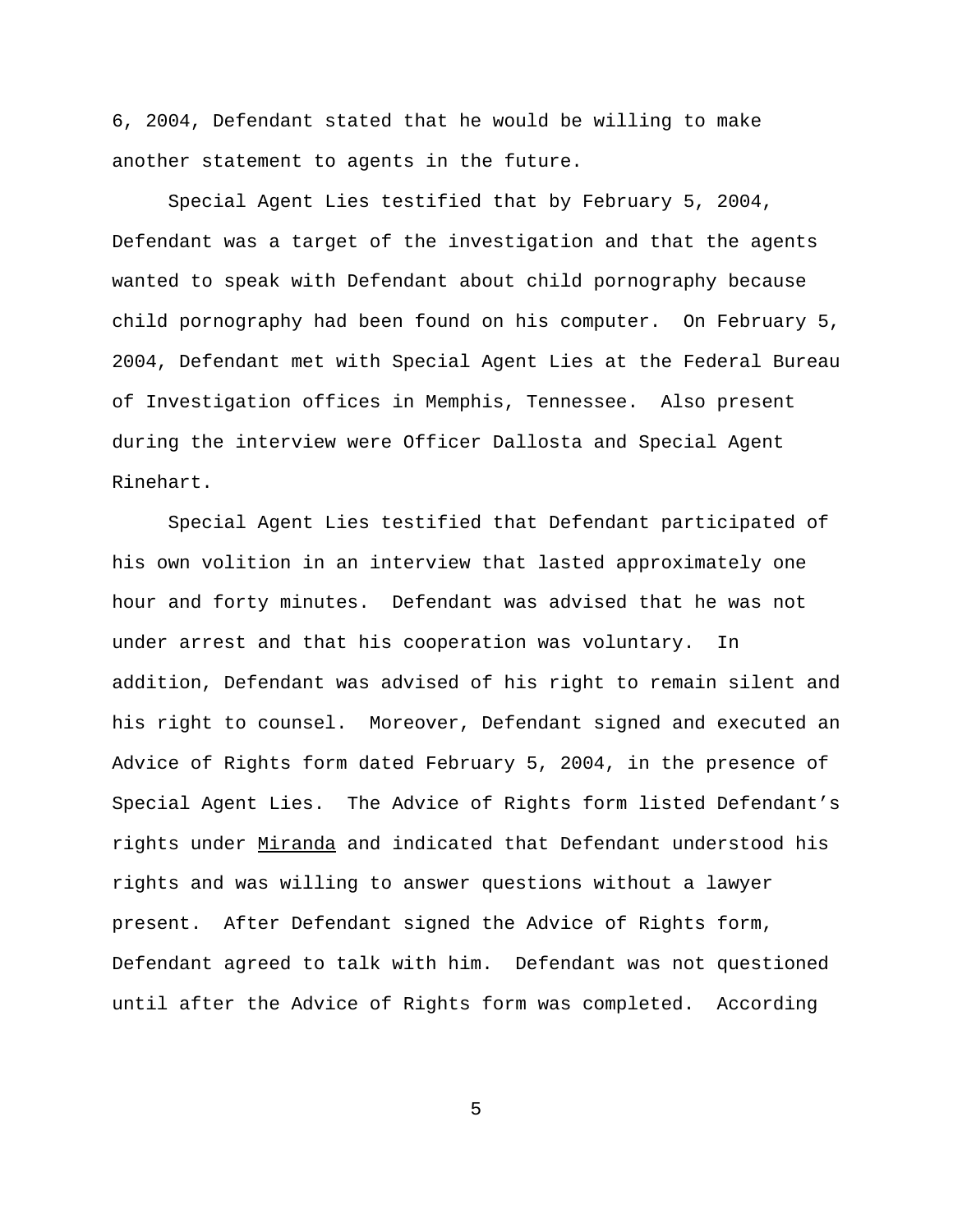6, 2004, Defendant stated that he would be willing to make another statement to agents in the future.

Special Agent Lies testified that by February 5, 2004, Defendant was a target of the investigation and that the agents wanted to speak with Defendant about child pornography because child pornography had been found on his computer. On February 5, 2004, Defendant met with Special Agent Lies at the Federal Bureau of Investigation offices in Memphis, Tennessee. Also present during the interview were Officer Dallosta and Special Agent Rinehart.

Special Agent Lies testified that Defendant participated of his own volition in an interview that lasted approximately one hour and forty minutes. Defendant was advised that he was not under arrest and that his cooperation was voluntary. In addition, Defendant was advised of his right to remain silent and his right to counsel. Moreover, Defendant signed and executed an Advice of Rights form dated February 5, 2004, in the presence of Special Agent Lies. The Advice of Rights form listed Defendant's rights under Miranda and indicated that Defendant understood his rights and was willing to answer questions without a lawyer present. After Defendant signed the Advice of Rights form, Defendant agreed to talk with him. Defendant was not questioned until after the Advice of Rights form was completed. According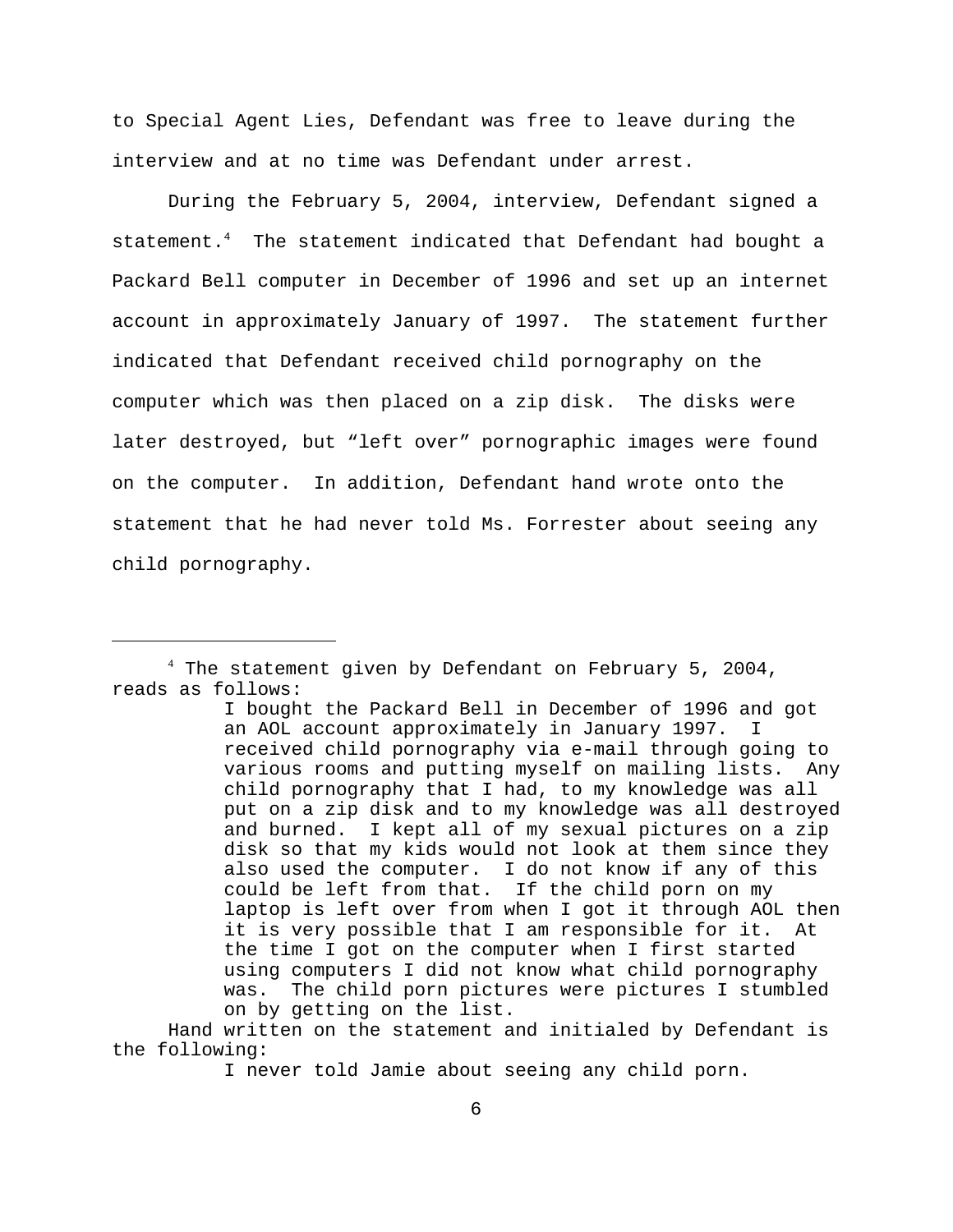to Special Agent Lies, Defendant was free to leave during the interview and at no time was Defendant under arrest.

During the February 5, 2004, interview, Defendant signed a statement.[4] The statement indicated that Defendant had bought a Packard Bell computer in December of 1996 and set up an internet account in approximately January of 1997. The statement further indicated that Defendant received child pornography on the computer which was then placed on a zip disk. The disks were later destroyed, but "left over" pornographic images were found on the computer. In addition, Defendant hand wrote onto the statement that he had never told Ms. Forrester about seeing any child pornography.

---

[4] The statement given by Defendant on February 5, 2004, reads as follows:

> I bought the Packard Bell in December of 1996 and got an AOL account approximately in January 1997. I received child pornography via e-mail through going to various rooms and putting myself on mailing lists. Any child pornography that I had, to my knowledge was all put on a zip disk and to my knowledge was all destroyed and burned. I kept all of my sexual pictures on a zip disk so that my kids would not look at them since they also used the computer. I do not know if any of this could be left from that. If the child porn on my laptop is left over from when I got it through AOL then it is very possible that I am responsible for it. At the time I got on the computer when I first started using computers I did not know what child pornography was. The child porn pictures were pictures I stumbled on by getting on the list.

Hand written on the statement and initialed by Defendant is the following:

> I never told Jamie about seeing any child porn.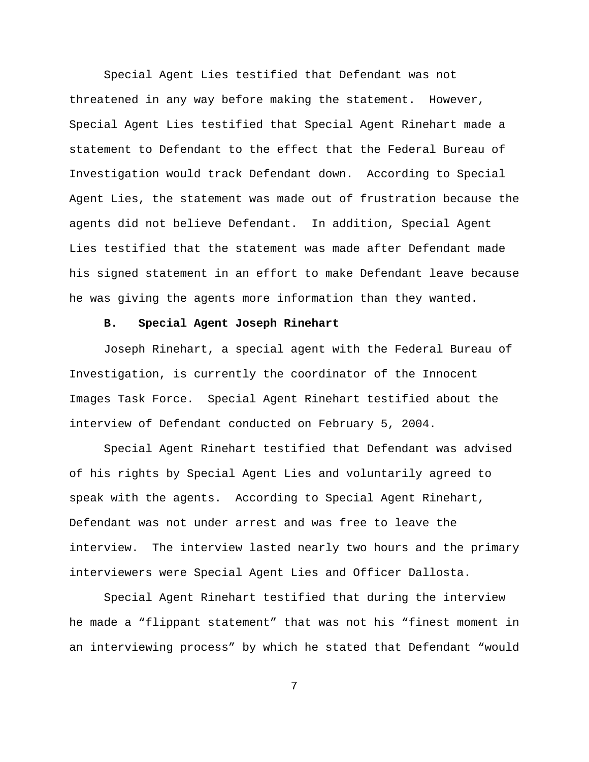Special Agent Lies testified that Defendant was not threatened in any way before making the statement. However, Special Agent Lies testified that Special Agent Rinehart made a statement to Defendant to the effect that the Federal Bureau of Investigation would track Defendant down. According to Special Agent Lies, the statement was made out of frustration because the agents did not believe Defendant. In addition, Special Agent Lies testified that the statement was made after Defendant made his signed statement in an effort to make Defendant leave because he was giving the agents more information than they wanted.

**B. Special Agent Joseph Rinehart**

Joseph Rinehart, a special agent with the Federal Bureau of Investigation, is currently the coordinator of the Innocent Images Task Force. Special Agent Rinehart testified about the interview of Defendant conducted on February 5, 2004.

Special Agent Rinehart testified that Defendant was advised of his rights by Special Agent Lies and voluntarily agreed to speak with the agents. According to Special Agent Rinehart, Defendant was not under arrest and was free to leave the interview. The interview lasted nearly two hours and the primary interviewers were Special Agent Lies and Officer Dallosta.

Special Agent Rinehart testified that during the interview he made a "flippant statement" that was not his "finest moment in an interviewing process" by which he stated that Defendant "would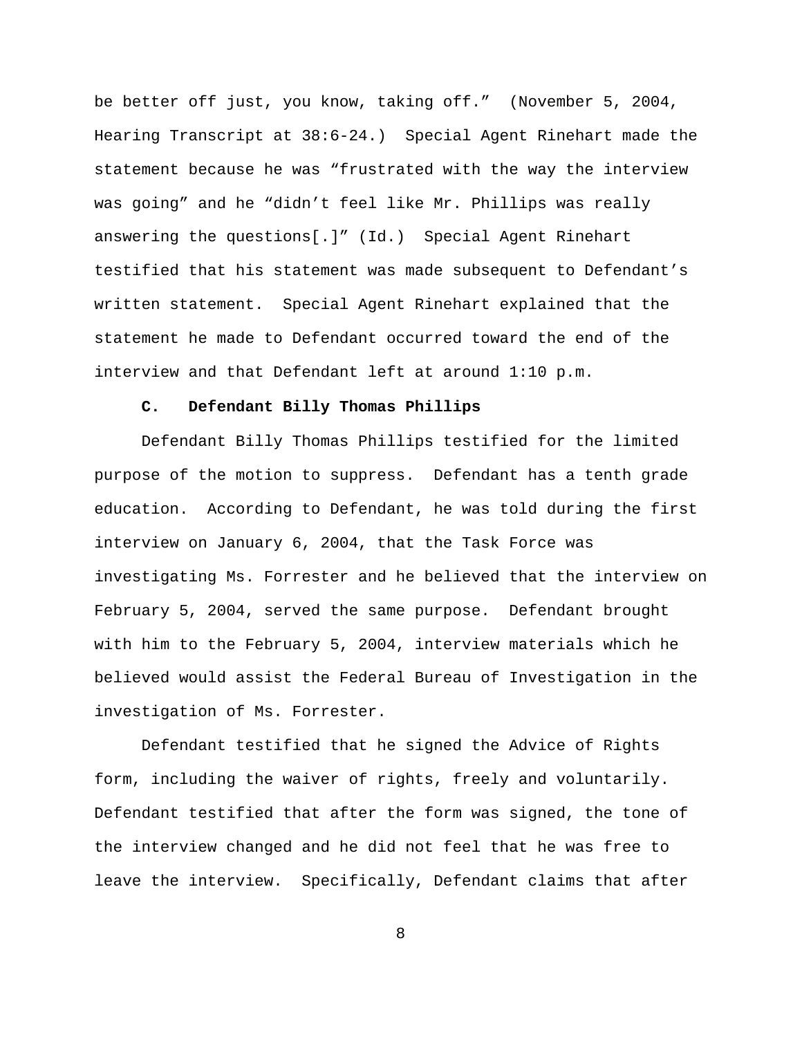be better off just, you know, taking off." (November 5, 2004, Hearing Transcript at 38:6-24.) Special Agent Rinehart made the statement because he was "frustrated with the way the interview was going" and he "didn't feel like Mr. Phillips was really answering the questions[.]" (Id.) Special Agent Rinehart testified that his statement was made subsequent to Defendant's written statement. Special Agent Rinehart explained that the statement he made to Defendant occurred toward the end of the interview and that Defendant left at around 1:10 p.m.

**C. Defendant Billy Thomas Phillips**

Defendant Billy Thomas Phillips testified for the limited purpose of the motion to suppress. Defendant has a tenth grade education. According to Defendant, he was told during the first interview on January 6, 2004, that the Task Force was investigating Ms. Forrester and he believed that the interview on February 5, 2004, served the same purpose. Defendant brought with him to the February 5, 2004, interview materials which he believed would assist the Federal Bureau of Investigation in the investigation of Ms. Forrester.

Defendant testified that he signed the Advice of Rights form, including the waiver of rights, freely and voluntarily. Defendant testified that after the form was signed, the tone of the interview changed and he did not feel that he was free to leave the interview. Specifically, Defendant claims that after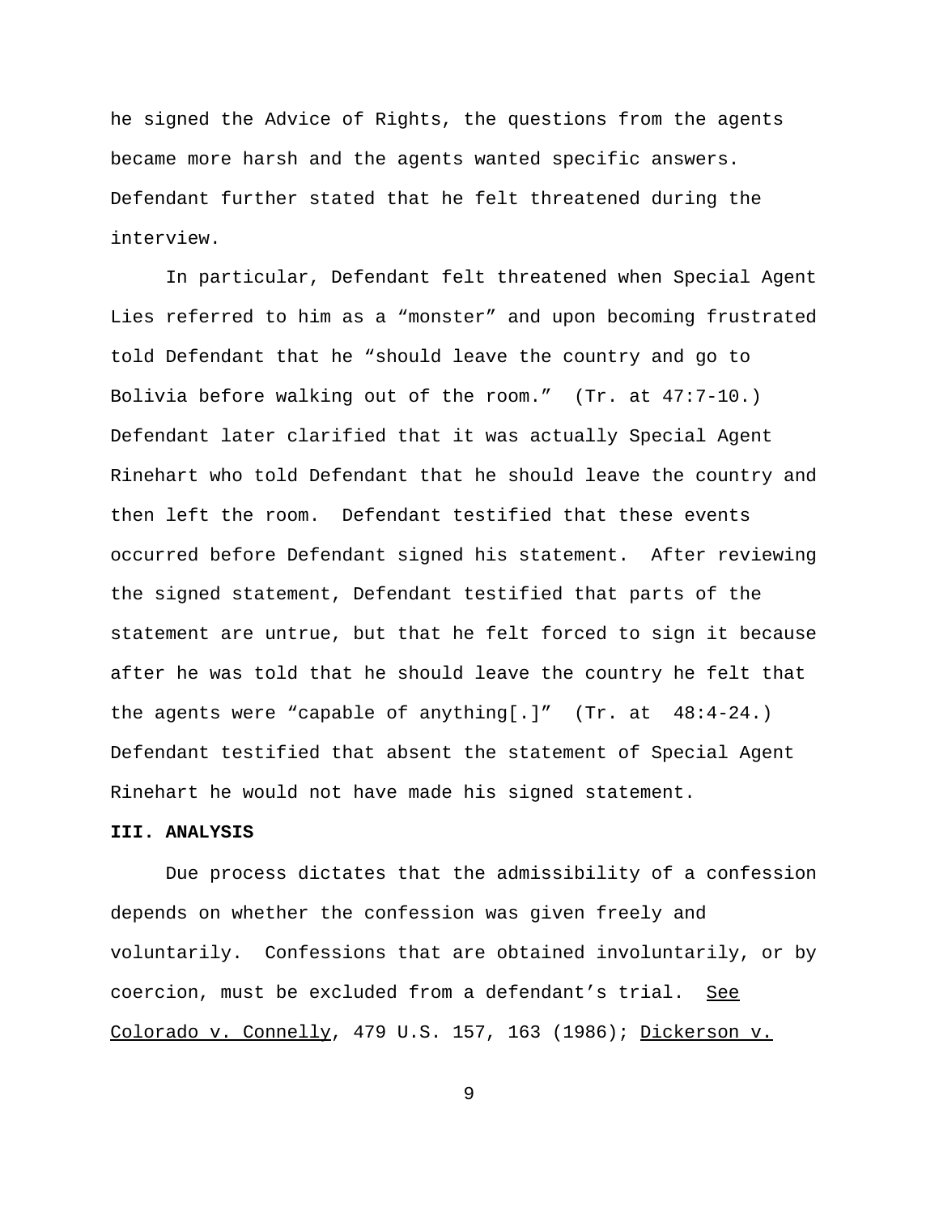he signed the Advice of Rights, the questions from the agents became more harsh and the agents wanted specific answers. Defendant further stated that he felt threatened during the interview.

In particular, Defendant felt threatened when Special Agent Lies referred to him as a "monster" and upon becoming frustrated told Defendant that he "should leave the country and go to Bolivia before walking out of the room." (Tr. at 47:7-10.) Defendant later clarified that it was actually Special Agent Rinehart who told Defendant that he should leave the country and then left the room. Defendant testified that these events occurred before Defendant signed his statement. After reviewing the signed statement, Defendant testified that parts of the statement are untrue, but that he felt forced to sign it because after he was told that he should leave the country he felt that the agents were "capable of anything[.]" (Tr. at 48:4-24.) Defendant testified that absent the statement of Special Agent Rinehart he would not have made his signed statement.

**III. ANALYSIS**

Due process dictates that the admissibility of a confession depends on whether the confession was given freely and voluntarily. Confessions that are obtained involuntarily, or by coercion, must be excluded from a defendant's trial. See Colorado v. Connelly, 479 U.S. 157, 163 (1986); Dickerson v.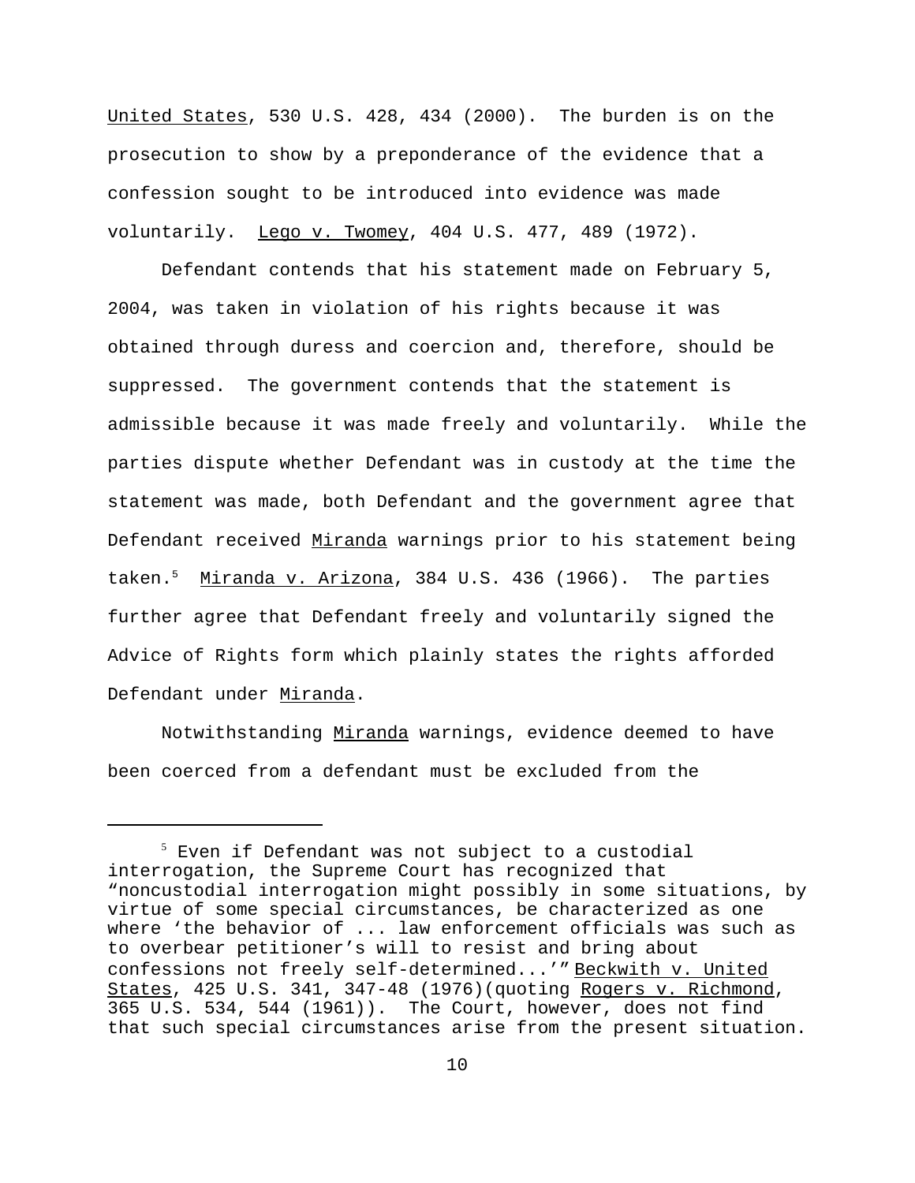United States, 530 U.S. 428, 434 (2000). The burden is on the prosecution to show by a preponderance of the evidence that a confession sought to be introduced into evidence was made voluntarily. Lego v. Twomey, 404 U.S. 477, 489 (1972).

Defendant contends that his statement made on February 5, 2004, was taken in violation of his rights because it was obtained through duress and coercion and, therefore, should be suppressed. The government contends that the statement is admissible because it was made freely and voluntarily. While the parties dispute whether Defendant was in custody at the time the statement was made, both Defendant and the government agree that Defendant received Miranda warnings prior to his statement being taken.[5] Miranda v. Arizona, 384 U.S. 436 (1966). The parties further agree that Defendant freely and voluntarily signed the Advice of Rights form which plainly states the rights afforded Defendant under Miranda.

Notwithstanding Miranda warnings, evidence deemed to have been coerced from a defendant must be excluded from the

---

[5] Even if Defendant was not subject to a custodial interrogation, the Supreme Court has recognized that "noncustodial interrogation might possibly in some situations, by virtue of some special circumstances, be characterized as one where 'the behavior of ... law enforcement officials was such as to overbear petitioner's will to resist and bring about confessions not freely self-determined...'" Beckwith v. United States, 425 U.S. 341, 347-48 (1976)(quoting Rogers v. Richmond, 365 U.S. 534, 544 (1961)). The Court, however, does not find that such special circumstances arise from the present situation.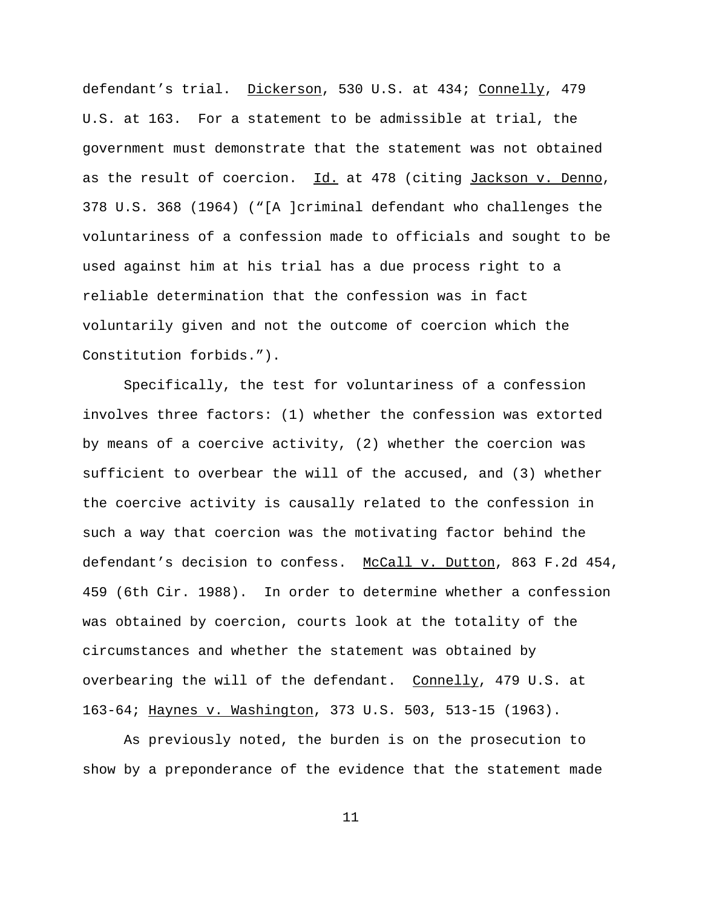defendant's trial. Dickerson, 530 U.S. at 434; Connelly, 479 U.S. at 163. For a statement to be admissible at trial, the government must demonstrate that the statement was not obtained as the result of coercion. Id. at 478 (citing Jackson v. Denno, 378 U.S. 368 (1964) ("[A ]criminal defendant who challenges the voluntariness of a confession made to officials and sought to be used against him at his trial has a due process right to a reliable determination that the confession was in fact voluntarily given and not the outcome of coercion which the Constitution forbids.").

Specifically, the test for voluntariness of a confession involves three factors: (1) whether the confession was extorted by means of a coercive activity, (2) whether the coercion was sufficient to overbear the will of the accused, and (3) whether the coercive activity is causally related to the confession in such a way that coercion was the motivating factor behind the defendant's decision to confess. McCall v. Dutton, 863 F.2d 454, 459 (6th Cir. 1988). In order to determine whether a confession was obtained by coercion, courts look at the totality of the circumstances and whether the statement was obtained by overbearing the will of the defendant. Connelly, 479 U.S. at 163-64; Haynes v. Washington, 373 U.S. 503, 513-15 (1963).

As previously noted, the burden is on the prosecution to show by a preponderance of the evidence that the statement made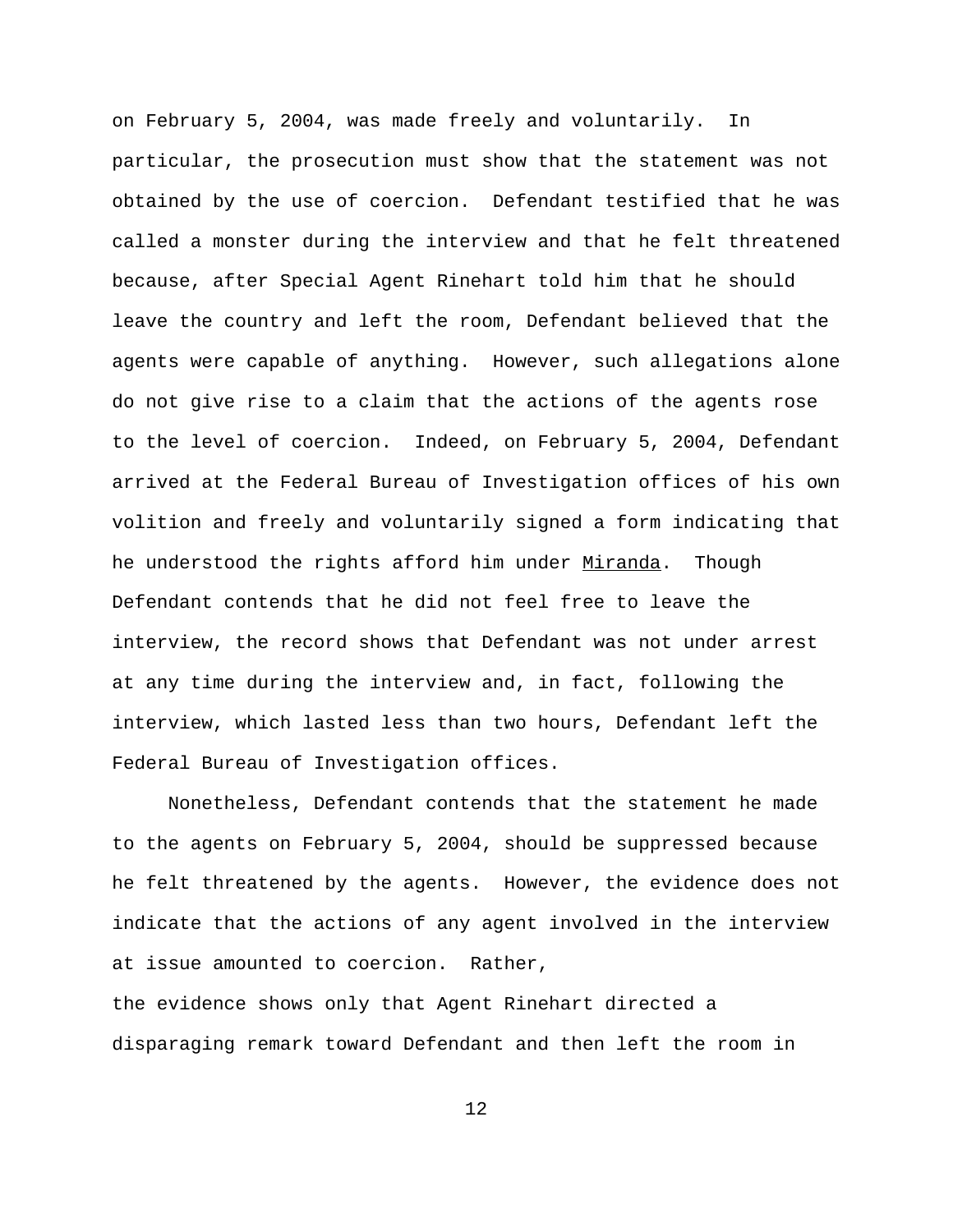on February 5, 2004, was made freely and voluntarily. In particular, the prosecution must show that the statement was not obtained by the use of coercion. Defendant testified that he was called a monster during the interview and that he felt threatened because, after Special Agent Rinehart told him that he should leave the country and left the room, Defendant believed that the agents were capable of anything. However, such allegations alone do not give rise to a claim that the actions of the agents rose to the level of coercion. Indeed, on February 5, 2004, Defendant arrived at the Federal Bureau of Investigation offices of his own volition and freely and voluntarily signed a form indicating that he understood the rights afford him under Miranda. Though Defendant contends that he did not feel free to leave the interview, the record shows that Defendant was not under arrest at any time during the interview and, in fact, following the interview, which lasted less than two hours, Defendant left the Federal Bureau of Investigation offices.

Nonetheless, Defendant contends that the statement he made to the agents on February 5, 2004, should be suppressed because he felt threatened by the agents. However, the evidence does not indicate that the actions of any agent involved in the interview at issue amounted to coercion. Rather, the evidence shows only that Agent Rinehart directed a disparaging remark toward Defendant and then left the room in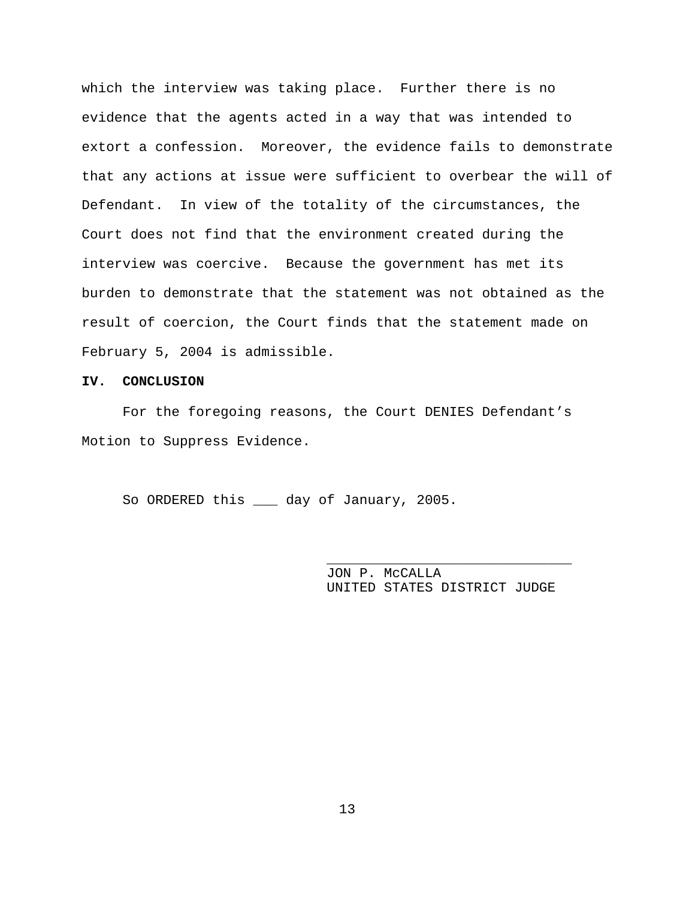which the interview was taking place. Further there is no evidence that the agents acted in a way that was intended to extort a confession. Moreover, the evidence fails to demonstrate that any actions at issue were sufficient to overbear the will of Defendant. In view of the totality of the circumstances, the Court does not find that the environment created during the interview was coercive. Because the government has met its burden to demonstrate that the statement was not obtained as the result of coercion, the Court finds that the statement made on February 5, 2004 is admissible.

## IV. CONCLUSION

For the foregoing reasons, the Court DENIES Defendant's Motion to Suppress Evidence.

So ORDERED this ___ day of January, 2005.

_______________________________
JON P. McCALLA
UNITED STATES DISTRICT JUDGE